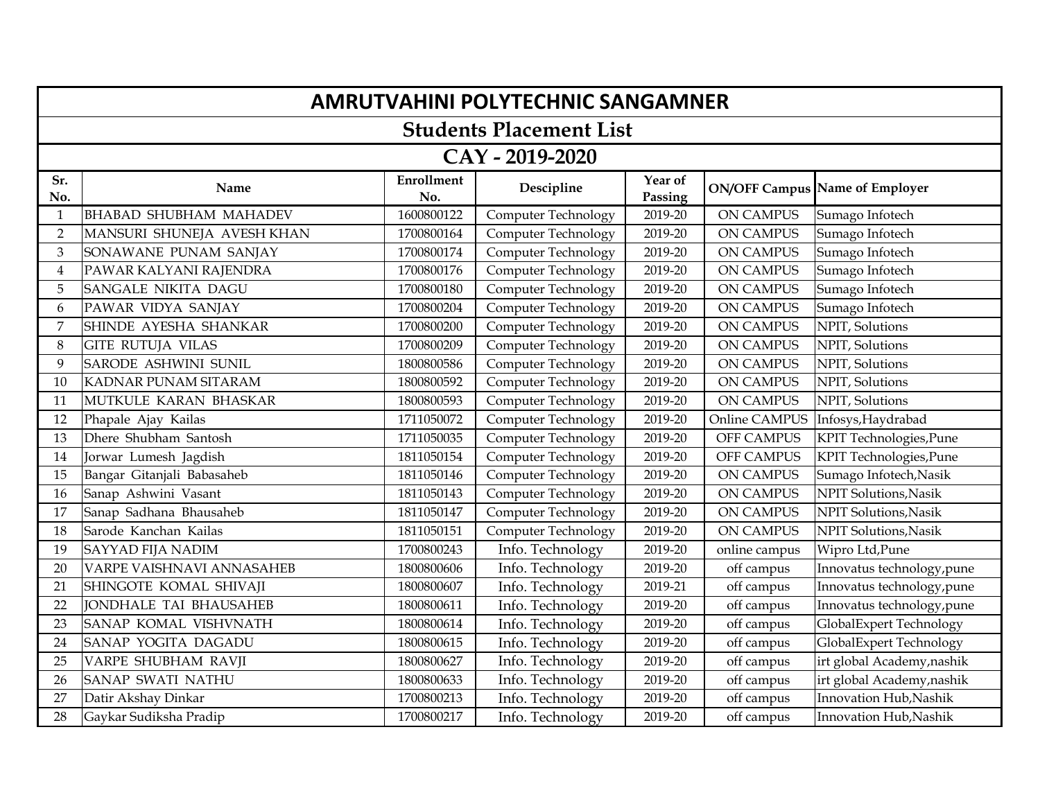# AMRUTVAHINI POLYTECHNIC SANGAMNER

## Students Placement List

## CAY - 2019-2020

| Sr. No. | Name | Enrollment No. | Descipline | Year of Passing | ON/OFF Campus | Name of Employer |
|---|---|---|---|---|---|---|
| 1 | BHABAD SHUBHAM MAHADEV | 1600800122 | Computer Technology | 2019-20 | ON CAMPUS | Sumago Infotech |
| 2 | MANSURI SHUNEJA AVESH KHAN | 1700800164 | Computer Technology | 2019-20 | ON CAMPUS | Sumago Infotech |
| 3 | SONAWANE PUNAM SANJAY | 1700800174 | Computer Technology | 2019-20 | ON CAMPUS | Sumago Infotech |
| 4 | PAWAR KALYANI RAJENDRA | 1700800176 | Computer Technology | 2019-20 | ON CAMPUS | Sumago Infotech |
| 5 | SANGALE NIKITA DAGU | 1700800180 | Computer Technology | 2019-20 | ON CAMPUS | Sumago Infotech |
| 6 | PAWAR VIDYA SANJAY | 1700800204 | Computer Technology | 2019-20 | ON CAMPUS | Sumago Infotech |
| 7 | SHINDE AYESHA SHANKAR | 1700800200 | Computer Technology | 2019-20 | ON CAMPUS | NPIT, Solutions |
| 8 | GITE RUTUJA VILAS | 1700800209 | Computer Technology | 2019-20 | ON CAMPUS | NPIT, Solutions |
| 9 | SARODE ASHWINI SUNIL | 1800800586 | Computer Technology | 2019-20 | ON CAMPUS | NPIT, Solutions |
| 10 | KADNAR PUNAM SITARAM | 1800800592 | Computer Technology | 2019-20 | ON CAMPUS | NPIT, Solutions |
| 11 | MUTKULE KARAN BHASKAR | 1800800593 | Computer Technology | 2019-20 | ON CAMPUS | NPIT, Solutions |
| 12 | Phapale Ajay Kailas | 1711050072 | Computer Technology | 2019-20 | Online CAMPUS | Infosys,Haydrabad |
| 13 | Dhere Shubham Santosh | 1711050035 | Computer Technology | 2019-20 | OFF CAMPUS | KPIT Technologies,Pune |
| 14 | Jorwar Lumesh Jagdish | 1811050154 | Computer Technology | 2019-20 | OFF CAMPUS | KPIT Technologies,Pune |
| 15 | Bangar Gitanjali Babasaheb | 1811050146 | Computer Technology | 2019-20 | ON CAMPUS | Sumago Infotech,Nasik |
| 16 | Sanap Ashwini Vasant | 1811050143 | Computer Technology | 2019-20 | ON CAMPUS | NPIT Solutions,Nasik |
| 17 | Sanap Sadhana Bhausaheb | 1811050147 | Computer Technology | 2019-20 | ON CAMPUS | NPIT Solutions,Nasik |
| 18 | Sarode Kanchan Kailas | 1811050151 | Computer Technology | 2019-20 | ON CAMPUS | NPIT Solutions,Nasik |
| 19 | SAYYAD FIJA NADIM | 1700800243 | Info. Technology | 2019-20 | online campus | Wipro Ltd,Pune |
| 20 | VARPE VAISHNAVI ANNASAHEB | 1800800606 | Info. Technology | 2019-20 | off campus | Innovatus technology,pune |
| 21 | SHINGOTE KOMAL SHIVAJI | 1800800607 | Info. Technology | 2019-21 | off campus | Innovatus technology,pune |
| 22 | JONDHALE TAI BHAUSAHEB | 1800800611 | Info. Technology | 2019-20 | off campus | Innovatus technology,pune |
| 23 | SANAP KOMAL VISHVNATH | 1800800614 | Info. Technology | 2019-20 | off campus | GlobalExpert Technology |
| 24 | SANAP YOGITA DAGADU | 1800800615 | Info. Technology | 2019-20 | off campus | GlobalExpert Technology |
| 25 | VARPE SHUBHAM RAVJI | 1800800627 | Info. Technology | 2019-20 | off campus | irt global Academy,nashik |
| 26 | SANAP SWATI NATHU | 1800800633 | Info. Technology | 2019-20 | off campus | irt global Academy,nashik |
| 27 | Datir Akshay Dinkar | 1700800213 | Info. Technology | 2019-20 | off campus | Innovation Hub,Nashik |
| 28 | Gaykar Sudiksha Pradip | 1700800217 | Info. Technology | 2019-20 | off campus | Innovation Hub,Nashik |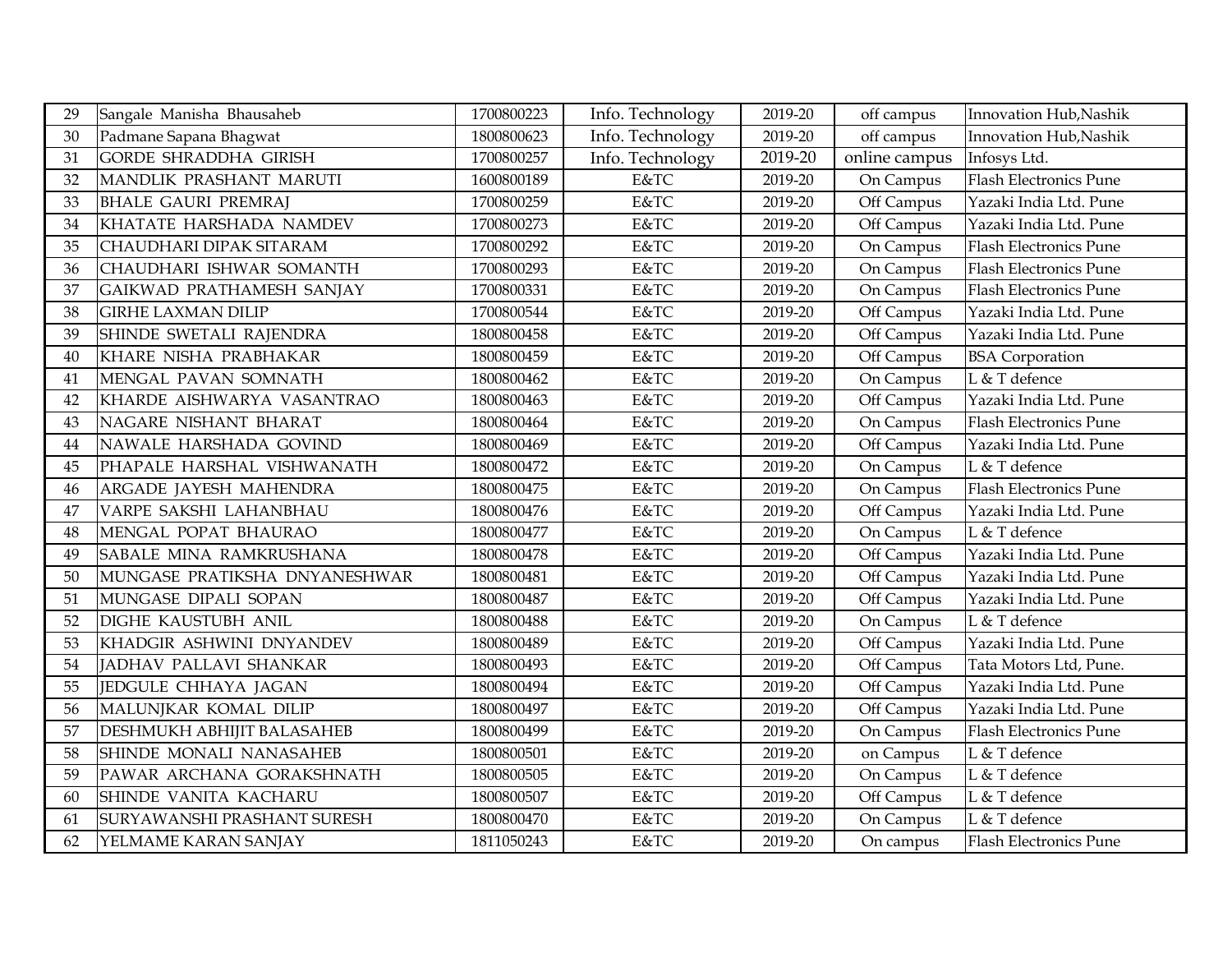| 29 | Sangale Manisha Bhausaheb | 1700800223 | Info. Technology | 2019-20 | off campus | Innovation Hub,Nashik |
|---|---|---|---|---|---|---|
| 30 | Padmane Sapana Bhagwat | 1800800623 | Info. Technology | 2019-20 | off campus | Innovation Hub,Nashik |
| 31 | GORDE SHRADDHA GIRISH | 1700800257 | Info. Technology | 2019-20 | online campus | Infosys Ltd. |
| 32 | MANDLIK PRASHANT MARUTI | 1600800189 | E&TC | 2019-20 | On Campus | Flash Electronics Pune |
| 33 | BHALE GAURI PREMRAJ | 1700800259 | E&TC | 2019-20 | Off Campus | Yazaki India Ltd. Pune |
| 34 | KHATATE HARSHADA NAMDEV | 1700800273 | E&TC | 2019-20 | Off Campus | Yazaki India Ltd. Pune |
| 35 | CHAUDHARI DIPAK SITARAM | 1700800292 | E&TC | 2019-20 | On Campus | Flash Electronics Pune |
| 36 | CHAUDHARI ISHWAR SOMANTH | 1700800293 | E&TC | 2019-20 | On Campus | Flash Electronics Pune |
| 37 | GAIKWAD PRATHAMESH SANJAY | 1700800331 | E&TC | 2019-20 | On Campus | Flash Electronics Pune |
| 38 | GIRHE LAXMAN DILIP | 1700800544 | E&TC | 2019-20 | Off Campus | Yazaki India Ltd. Pune |
| 39 | SHINDE SWETALI RAJENDRA | 1800800458 | E&TC | 2019-20 | Off Campus | Yazaki India Ltd. Pune |
| 40 | KHARE NISHA PRABHAKAR | 1800800459 | E&TC | 2019-20 | Off Campus | BSA Corporation |
| 41 | MENGAL PAVAN SOMNATH | 1800800462 | E&TC | 2019-20 | On Campus | L & T defence |
| 42 | KHARDE AISHWARYA VASANTRAO | 1800800463 | E&TC | 2019-20 | Off Campus | Yazaki India Ltd. Pune |
| 43 | NAGARE NISHANT BHARAT | 1800800464 | E&TC | 2019-20 | On Campus | Flash Electronics Pune |
| 44 | NAWALE HARSHADA GOVIND | 1800800469 | E&TC | 2019-20 | Off Campus | Yazaki India Ltd. Pune |
| 45 | PHAPALE HARSHAL VISHWANATH | 1800800472 | E&TC | 2019-20 | On Campus | L & T defence |
| 46 | ARGADE JAYESH MAHENDRA | 1800800475 | E&TC | 2019-20 | On Campus | Flash Electronics Pune |
| 47 | VARPE SAKSHI LAHANBHAU | 1800800476 | E&TC | 2019-20 | Off Campus | Yazaki India Ltd. Pune |
| 48 | MENGAL POPAT BHAURAO | 1800800477 | E&TC | 2019-20 | On Campus | L & T defence |
| 49 | SABALE MINA RAMKRUSHANA | 1800800478 | E&TC | 2019-20 | Off Campus | Yazaki India Ltd. Pune |
| 50 | MUNGASE PRATIKSHA DNYANESHWAR | 1800800481 | E&TC | 2019-20 | Off Campus | Yazaki India Ltd. Pune |
| 51 | MUNGASE DIPALI SOPAN | 1800800487 | E&TC | 2019-20 | Off Campus | Yazaki India Ltd. Pune |
| 52 | DIGHE KAUSTUBH ANIL | 1800800488 | E&TC | 2019-20 | On Campus | L & T defence |
| 53 | KHADGIR ASHWINI DNYANDEV | 1800800489 | E&TC | 2019-20 | Off Campus | Yazaki India Ltd. Pune |
| 54 | JADHAV PALLAVI SHANKAR | 1800800493 | E&TC | 2019-20 | Off Campus | Tata Motors Ltd, Pune. |
| 55 | JEDGULE CHHAYA JAGAN | 1800800494 | E&TC | 2019-20 | Off Campus | Yazaki India Ltd. Pune |
| 56 | MALUNJKAR KOMAL DILIP | 1800800497 | E&TC | 2019-20 | Off Campus | Yazaki India Ltd. Pune |
| 57 | DESHMUKH ABHIJIT BALASAHEB | 1800800499 | E&TC | 2019-20 | On Campus | Flash Electronics Pune |
| 58 | SHINDE MONALI NANASAHEB | 1800800501 | E&TC | 2019-20 | on Campus | L & T defence |
| 59 | PAWAR ARCHANA GORAKSHNATH | 1800800505 | E&TC | 2019-20 | On Campus | L & T defence |
| 60 | SHINDE VANITA KACHARU | 1800800507 | E&TC | 2019-20 | Off Campus | L & T defence |
| 61 | SURYAWANSHI PRASHANT SURESH | 1800800470 | E&TC | 2019-20 | On Campus | L & T defence |
| 62 | YELMAME KARAN SANJAY | 1811050243 | E&TC | 2019-20 | On campus | Flash Electronics Pune |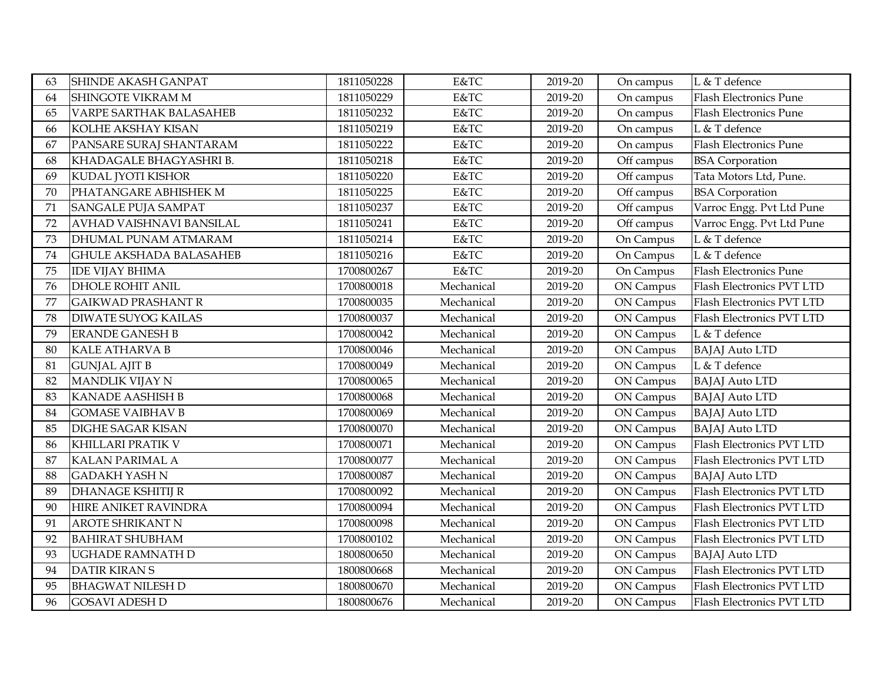| 63 | SHINDE AKASH GANPAT | 1811050228 | E&TC | 2019-20 | On campus | L & T defence |
|---|---|---|---|---|---|---|
| 64 | SHINGOTE VIKRAM M | 1811050229 | E&TC | 2019-20 | On campus | Flash Electronics Pune |
| 65 | VARPE SARTHAK BALASAHEB | 1811050232 | E&TC | 2019-20 | On campus | Flash Electronics Pune |
| 66 | KOLHE AKSHAY KISAN | 1811050219 | E&TC | 2019-20 | On campus | L & T defence |
| 67 | PANSARE SURAJ SHANTARAM | 1811050222 | E&TC | 2019-20 | On campus | Flash Electronics Pune |
| 68 | KHADAGALE BHAGYASHRI B. | 1811050218 | E&TC | 2019-20 | Off campus | BSA Corporation |
| 69 | KUDAL JYOTI KISHOR | 1811050220 | E&TC | 2019-20 | Off campus | Tata Motors Ltd, Pune. |
| 70 | PHATANGARE ABHISHEK M | 1811050225 | E&TC | 2019-20 | Off campus | BSA Corporation |
| 71 | SANGALE PUJA SAMPAT | 1811050237 | E&TC | 2019-20 | Off campus | Varroc Engg. Pvt Ltd Pune |
| 72 | AVHAD VAISHNAVI BANSILAL | 1811050241 | E&TC | 2019-20 | Off campus | Varroc Engg. Pvt Ltd Pune |
| 73 | DHUMAL PUNAM ATMARAM | 1811050214 | E&TC | 2019-20 | On Campus | L & T defence |
| 74 | GHULE AKSHADA BALASAHEB | 1811050216 | E&TC | 2019-20 | On Campus | L & T defence |
| 75 | IDE VIJAY BHIMA | 1700800267 | E&TC | 2019-20 | On Campus | Flash Electronics Pune |
| 76 | DHOLE ROHIT ANIL | 1700800018 | Mechanical | 2019-20 | ON Campus | Flash Electronics PVT LTD |
| 77 | GAIKWAD PRASHANT R | 1700800035 | Mechanical | 2019-20 | ON Campus | Flash Electronics PVT LTD |
| 78 | DIWATE SUYOG KAILAS | 1700800037 | Mechanical | 2019-20 | ON Campus | Flash Electronics PVT LTD |
| 79 | ERANDE GANESH B | 1700800042 | Mechanical | 2019-20 | ON Campus | L & T defence |
| 80 | KALE ATHARVA B | 1700800046 | Mechanical | 2019-20 | ON Campus | BAJAJ Auto LTD |
| 81 | GUNJAL AJIT B | 1700800049 | Mechanical | 2019-20 | ON Campus | L & T defence |
| 82 | MANDLIK VIJAY N | 1700800065 | Mechanical | 2019-20 | ON Campus | BAJAJ Auto LTD |
| 83 | KANADE AASHISH B | 1700800068 | Mechanical | 2019-20 | ON Campus | BAJAJ Auto LTD |
| 84 | GOMASE VAIBHAV B | 1700800069 | Mechanical | 2019-20 | ON Campus | BAJAJ Auto LTD |
| 85 | DIGHE SAGAR KISAN | 1700800070 | Mechanical | 2019-20 | ON Campus | BAJAJ Auto LTD |
| 86 | KHILLARI PRATIK V | 1700800071 | Mechanical | 2019-20 | ON Campus | Flash Electronics PVT LTD |
| 87 | KALAN PARIMAL A | 1700800077 | Mechanical | 2019-20 | ON Campus | Flash Electronics PVT LTD |
| 88 | GADAKH YASH N | 1700800087 | Mechanical | 2019-20 | ON Campus | BAJAJ Auto LTD |
| 89 | DHANAGE KSHITIJ R | 1700800092 | Mechanical | 2019-20 | ON Campus | Flash Electronics PVT LTD |
| 90 | HIRE ANIKET RAVINDRA | 1700800094 | Mechanical | 2019-20 | ON Campus | Flash Electronics PVT LTD |
| 91 | AROTE SHRIKANT N | 1700800098 | Mechanical | 2019-20 | ON Campus | Flash Electronics PVT LTD |
| 92 | BAHIRAT SHUBHAM | 1700800102 | Mechanical | 2019-20 | ON Campus | Flash Electronics PVT LTD |
| 93 | UGHADE RAMNATH D | 1800800650 | Mechanical | 2019-20 | ON Campus | BAJAJ Auto LTD |
| 94 | DATIR KIRAN S | 1800800668 | Mechanical | 2019-20 | ON Campus | Flash Electronics PVT LTD |
| 95 | BHAGWAT NILESH D | 1800800670 | Mechanical | 2019-20 | ON Campus | Flash Electronics PVT LTD |
| 96 | GOSAVI ADESH D | 1800800676 | Mechanical | 2019-20 | ON Campus | Flash Electronics PVT LTD |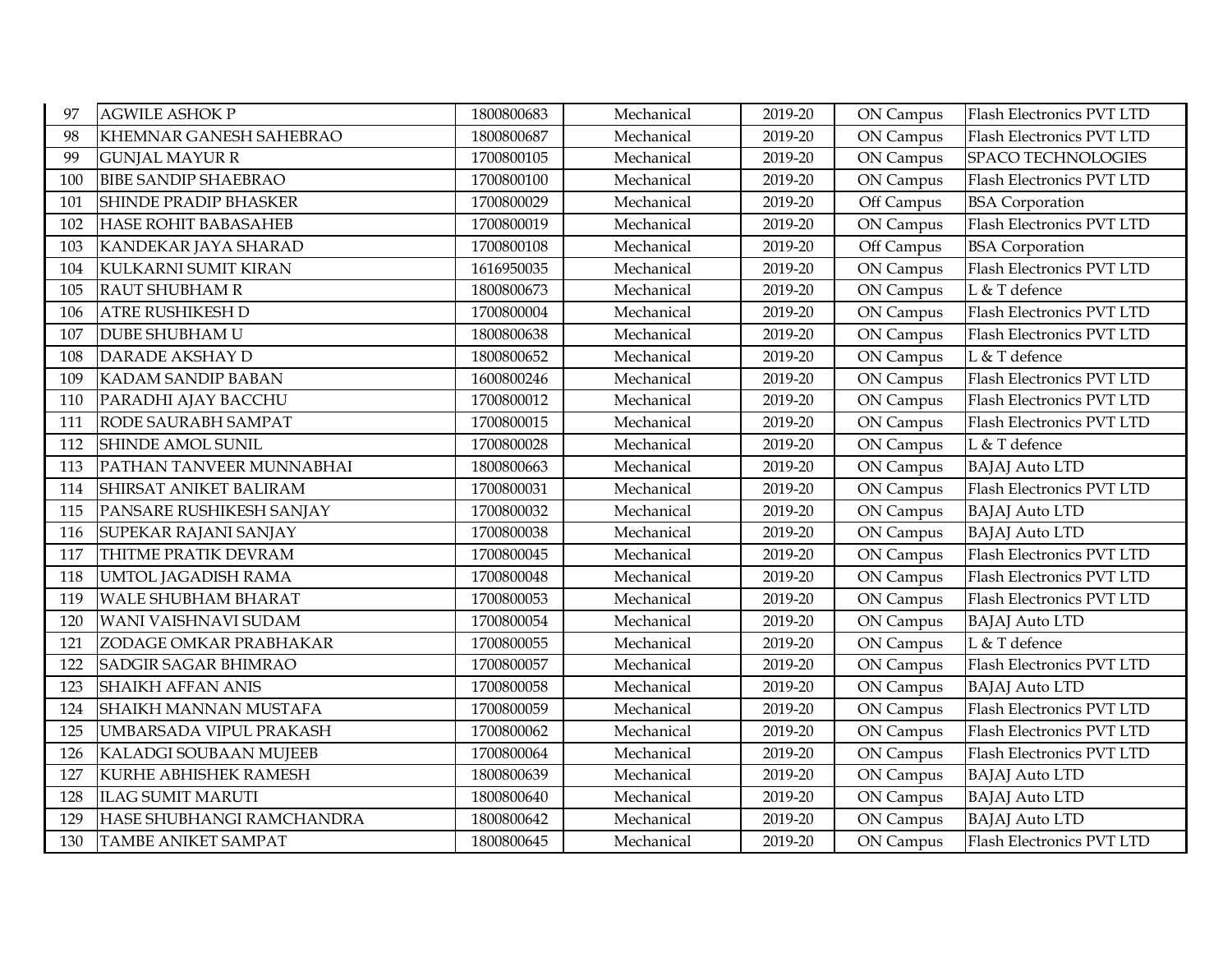| | | | | | | |
|---|---|---|---|---|---|---|
| 97 | AGWILE ASHOK P | 1800800683 | Mechanical | 2019-20 | ON Campus | Flash Electronics PVT LTD |
| 98 | KHEMNAR GANESH SAHEBRAO | 1800800687 | Mechanical | 2019-20 | ON Campus | Flash Electronics PVT LTD |
| 99 | GUNJAL MAYUR R | 1700800105 | Mechanical | 2019-20 | ON Campus | SPACO TECHNOLOGIES |
| 100 | BIBE SANDIP SHAEBRAO | 1700800100 | Mechanical | 2019-20 | ON Campus | Flash Electronics PVT LTD |
| 101 | SHINDE PRADIP BHASKER | 1700800029 | Mechanical | 2019-20 | Off Campus | BSA Corporation |
| 102 | HASE ROHIT BABASAHEB | 1700800019 | Mechanical | 2019-20 | ON Campus | Flash Electronics PVT LTD |
| 103 | KANDEKAR JAYA SHARAD | 1700800108 | Mechanical | 2019-20 | Off Campus | BSA Corporation |
| 104 | KULKARNI SUMIT KIRAN | 1616950035 | Mechanical | 2019-20 | ON Campus | Flash Electronics PVT LTD |
| 105 | RAUT SHUBHAM R | 1800800673 | Mechanical | 2019-20 | ON Campus | L & T defence |
| 106 | ATRE RUSHIKESH D | 1700800004 | Mechanical | 2019-20 | ON Campus | Flash Electronics PVT LTD |
| 107 | DUBE SHUBHAM U | 1800800638 | Mechanical | 2019-20 | ON Campus | Flash Electronics PVT LTD |
| 108 | DARADE AKSHAY D | 1800800652 | Mechanical | 2019-20 | ON Campus | L & T defence |
| 109 | KADAM SANDIP BABAN | 1600800246 | Mechanical | 2019-20 | ON Campus | Flash Electronics PVT LTD |
| 110 | PARADHI AJAY BACCHU | 1700800012 | Mechanical | 2019-20 | ON Campus | Flash Electronics PVT LTD |
| 111 | RODE SAURABH SAMPAT | 1700800015 | Mechanical | 2019-20 | ON Campus | Flash Electronics PVT LTD |
| 112 | SHINDE AMOL SUNIL | 1700800028 | Mechanical | 2019-20 | ON Campus | L & T defence |
| 113 | PATHAN TANVEER MUNNABHAI | 1800800663 | Mechanical | 2019-20 | ON Campus | BAJAJ Auto LTD |
| 114 | SHIRSAT ANIKET BALIRAM | 1700800031 | Mechanical | 2019-20 | ON Campus | Flash Electronics PVT LTD |
| 115 | PANSARE RUSHIKESH SANJAY | 1700800032 | Mechanical | 2019-20 | ON Campus | BAJAJ Auto LTD |
| 116 | SUPEKAR RAJANI SANJAY | 1700800038 | Mechanical | 2019-20 | ON Campus | BAJAJ Auto LTD |
| 117 | THITME PRATIK DEVRAM | 1700800045 | Mechanical | 2019-20 | ON Campus | Flash Electronics PVT LTD |
| 118 | UMTOL JAGADISH RAMA | 1700800048 | Mechanical | 2019-20 | ON Campus | Flash Electronics PVT LTD |
| 119 | WALE SHUBHAM BHARAT | 1700800053 | Mechanical | 2019-20 | ON Campus | Flash Electronics PVT LTD |
| 120 | WANI VAISHNAVI SUDAM | 1700800054 | Mechanical | 2019-20 | ON Campus | BAJAJ Auto LTD |
| 121 | ZODAGE OMKAR PRABHAKAR | 1700800055 | Mechanical | 2019-20 | ON Campus | L & T defence |
| 122 | SADGIR SAGAR BHIMRAO | 1700800057 | Mechanical | 2019-20 | ON Campus | Flash Electronics PVT LTD |
| 123 | SHAIKH AFFAN ANIS | 1700800058 | Mechanical | 2019-20 | ON Campus | BAJAJ Auto LTD |
| 124 | SHAIKH MANNAN MUSTAFA | 1700800059 | Mechanical | 2019-20 | ON Campus | Flash Electronics PVT LTD |
| 125 | UMBARSADA VIPUL PRAKASH | 1700800062 | Mechanical | 2019-20 | ON Campus | Flash Electronics PVT LTD |
| 126 | KALADGI SOUBAAN MUJEEB | 1700800064 | Mechanical | 2019-20 | ON Campus | Flash Electronics PVT LTD |
| 127 | KURHE ABHISHEK RAMESH | 1800800639 | Mechanical | 2019-20 | ON Campus | BAJAJ Auto LTD |
| 128 | ILAG SUMIT MARUTI | 1800800640 | Mechanical | 2019-20 | ON Campus | BAJAJ Auto LTD |
| 129 | HASE SHUBHANGI RAMCHANDRA | 1800800642 | Mechanical | 2019-20 | ON Campus | BAJAJ Auto LTD |
| 130 | TAMBE ANIKET SAMPAT | 1800800645 | Mechanical | 2019-20 | ON Campus | Flash Electronics PVT LTD |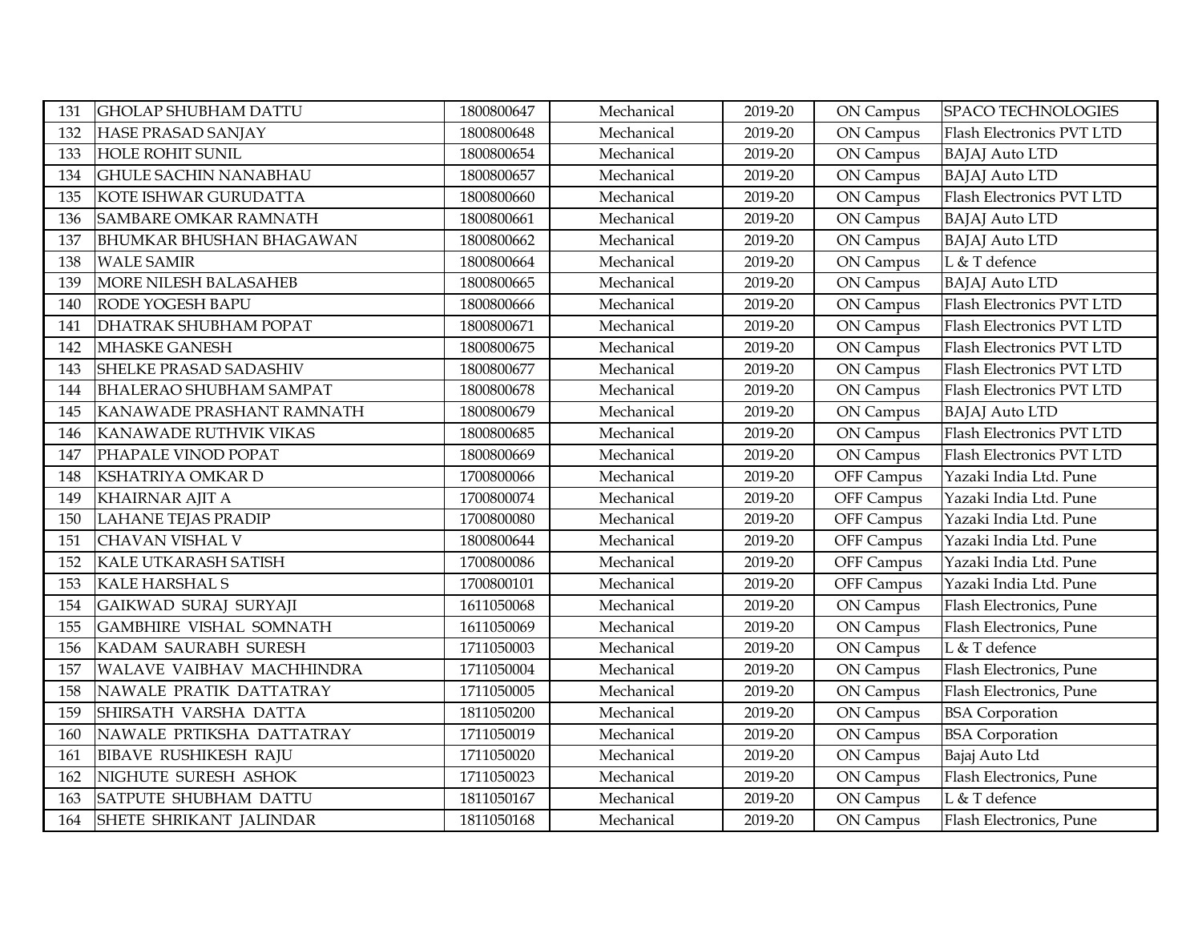| | | | | | | |
|---|---|---|---|---|---|---|
| 131 | GHOLAP SHUBHAM DATTU | 1800800647 | Mechanical | 2019-20 | ON Campus | SPACO TECHNOLOGIES |
| 132 | HASE PRASAD SANJAY | 1800800648 | Mechanical | 2019-20 | ON Campus | Flash Electronics PVT LTD |
| 133 | HOLE ROHIT SUNIL | 1800800654 | Mechanical | 2019-20 | ON Campus | BAJAJ Auto LTD |
| 134 | GHULE SACHIN NANABHAU | 1800800657 | Mechanical | 2019-20 | ON Campus | BAJAJ Auto LTD |
| 135 | KOTE ISHWAR GURUDATTA | 1800800660 | Mechanical | 2019-20 | ON Campus | Flash Electronics PVT LTD |
| 136 | SAMBARE OMKAR RAMNATH | 1800800661 | Mechanical | 2019-20 | ON Campus | BAJAJ Auto LTD |
| 137 | BHUMKAR BHUSHAN BHAGAWAN | 1800800662 | Mechanical | 2019-20 | ON Campus | BAJAJ Auto LTD |
| 138 | WALE SAMIR | 1800800664 | Mechanical | 2019-20 | ON Campus | L & T defence |
| 139 | MORE NILESH BALASAHEB | 1800800665 | Mechanical | 2019-20 | ON Campus | BAJAJ Auto LTD |
| 140 | RODE YOGESH BAPU | 1800800666 | Mechanical | 2019-20 | ON Campus | Flash Electronics PVT LTD |
| 141 | DHATRAK SHUBHAM POPAT | 1800800671 | Mechanical | 2019-20 | ON Campus | Flash Electronics PVT LTD |
| 142 | MHASKE GANESH | 1800800675 | Mechanical | 2019-20 | ON Campus | Flash Electronics PVT LTD |
| 143 | SHELKE PRASAD SADASHIV | 1800800677 | Mechanical | 2019-20 | ON Campus | Flash Electronics PVT LTD |
| 144 | BHALERAO SHUBHAM SAMPAT | 1800800678 | Mechanical | 2019-20 | ON Campus | Flash Electronics PVT LTD |
| 145 | KANAWADE PRASHANT RAMNATH | 1800800679 | Mechanical | 2019-20 | ON Campus | BAJAJ Auto LTD |
| 146 | KANAWADE RUTHVIK VIKAS | 1800800685 | Mechanical | 2019-20 | ON Campus | Flash Electronics PVT LTD |
| 147 | PHAPALE VINOD POPAT | 1800800669 | Mechanical | 2019-20 | ON Campus | Flash Electronics PVT LTD |
| 148 | KSHATRIYA OMKAR D | 1700800066 | Mechanical | 2019-20 | OFF Campus | Yazaki India Ltd. Pune |
| 149 | KHAIRNAR AJIT A | 1700800074 | Mechanical | 2019-20 | OFF Campus | Yazaki India Ltd. Pune |
| 150 | LAHANE TEJAS PRADIP | 1700800080 | Mechanical | 2019-20 | OFF Campus | Yazaki India Ltd. Pune |
| 151 | CHAVAN VISHAL V | 1800800644 | Mechanical | 2019-20 | OFF Campus | Yazaki India Ltd. Pune |
| 152 | KALE UTKARASH SATISH | 1700800086 | Mechanical | 2019-20 | OFF Campus | Yazaki India Ltd. Pune |
| 153 | KALE HARSHAL S | 1700800101 | Mechanical | 2019-20 | OFF Campus | Yazaki India Ltd. Pune |
| 154 | GAIKWAD SURAJ SURYAJI | 1611050068 | Mechanical | 2019-20 | ON Campus | Flash Electronics, Pune |
| 155 | GAMBHIRE VISHAL SOMNATH | 1611050069 | Mechanical | 2019-20 | ON Campus | Flash Electronics, Pune |
| 156 | KADAM SAURABH SURESH | 1711050003 | Mechanical | 2019-20 | ON Campus | L & T defence |
| 157 | WALAVE VAIBHAV MACHHINDRA | 1711050004 | Mechanical | 2019-20 | ON Campus | Flash Electronics, Pune |
| 158 | NAWALE PRATIK DATTATRAY | 1711050005 | Mechanical | 2019-20 | ON Campus | Flash Electronics, Pune |
| 159 | SHIRSATH VARSHA DATTA | 1811050200 | Mechanical | 2019-20 | ON Campus | BSA Corporation |
| 160 | NAWALE PRTIKSHA DATTATRAY | 1711050019 | Mechanical | 2019-20 | ON Campus | BSA Corporation |
| 161 | BIBAVE RUSHIKESH RAJU | 1711050020 | Mechanical | 2019-20 | ON Campus | Bajaj Auto Ltd |
| 162 | NIGHUTE SURESH ASHOK | 1711050023 | Mechanical | 2019-20 | ON Campus | Flash Electronics, Pune |
| 163 | SATPUTE SHUBHAM DATTU | 1811050167 | Mechanical | 2019-20 | ON Campus | L & T defence |
| 164 | SHETE SHRIKANT JALINDAR | 1811050168 | Mechanical | 2019-20 | ON Campus | Flash Electronics, Pune |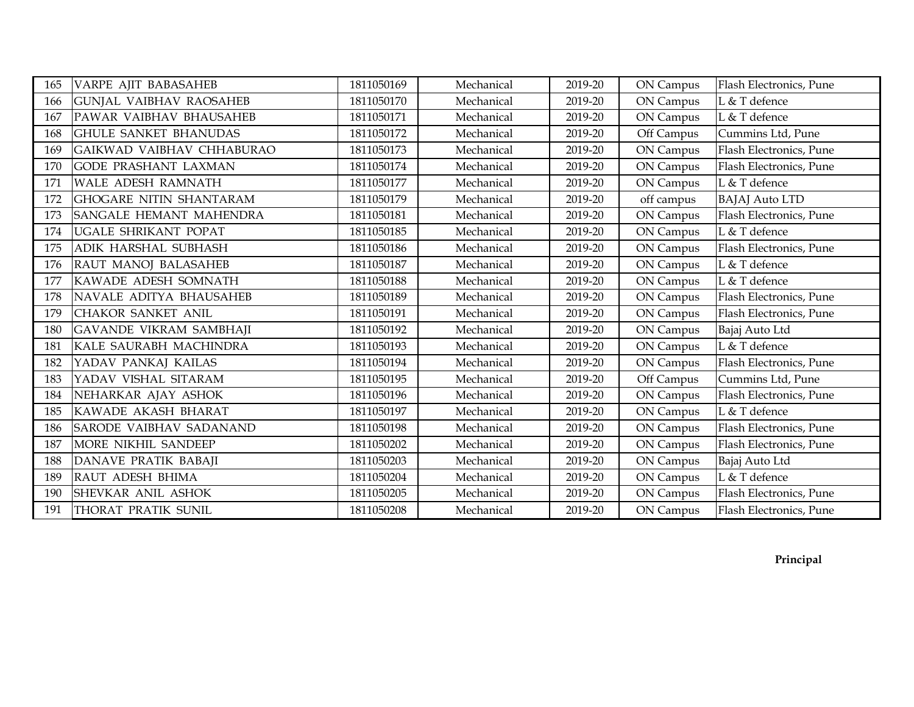| | | | | | | |
|---|---|---|---|---|---|---|
| 165 | VARPE AJIT BABASAHEB | 1811050169 | Mechanical | 2019-20 | ON Campus | Flash Electronics, Pune |
| 166 | GUNJAL VAIBHAV RAOSAHEB | 1811050170 | Mechanical | 2019-20 | ON Campus | L & T defence |
| 167 | PAWAR VAIBHAV BHAUSAHEB | 1811050171 | Mechanical | 2019-20 | ON Campus | L & T defence |
| 168 | GHULE SANKET BHANUDAS | 1811050172 | Mechanical | 2019-20 | Off Campus | Cummins Ltd, Pune |
| 169 | GAIKWAD VAIBHAV CHHABURAO | 1811050173 | Mechanical | 2019-20 | ON Campus | Flash Electronics, Pune |
| 170 | GODE PRASHANT LAXMAN | 1811050174 | Mechanical | 2019-20 | ON Campus | Flash Electronics, Pune |
| 171 | WALE ADESH RAMNATH | 1811050177 | Mechanical | 2019-20 | ON Campus | L & T defence |
| 172 | GHOGARE NITIN SHANTARAM | 1811050179 | Mechanical | 2019-20 | off campus | BAJAJ Auto LTD |
| 173 | SANGALE HEMANT MAHENDRA | 1811050181 | Mechanical | 2019-20 | ON Campus | Flash Electronics, Pune |
| 174 | UGALE SHRIKANT POPAT | 1811050185 | Mechanical | 2019-20 | ON Campus | L & T defence |
| 175 | ADIK HARSHAL SUBHASH | 1811050186 | Mechanical | 2019-20 | ON Campus | Flash Electronics, Pune |
| 176 | RAUT MANOJ BALASAHEB | 1811050187 | Mechanical | 2019-20 | ON Campus | L & T defence |
| 177 | KAWADE ADESH SOMNATH | 1811050188 | Mechanical | 2019-20 | ON Campus | L & T defence |
| 178 | NAVALE ADITYA BHAUSAHEB | 1811050189 | Mechanical | 2019-20 | ON Campus | Flash Electronics, Pune |
| 179 | CHAKOR SANKET ANIL | 1811050191 | Mechanical | 2019-20 | ON Campus | Flash Electronics, Pune |
| 180 | GAVANDE VIKRAM SAMBHAJI | 1811050192 | Mechanical | 2019-20 | ON Campus | Bajaj Auto Ltd |
| 181 | KALE SAURABH MACHINDRA | 1811050193 | Mechanical | 2019-20 | ON Campus | L & T defence |
| 182 | YADAV PANKAJ KAILAS | 1811050194 | Mechanical | 2019-20 | ON Campus | Flash Electronics, Pune |
| 183 | YADAV VISHAL SITARAM | 1811050195 | Mechanical | 2019-20 | Off Campus | Cummins Ltd, Pune |
| 184 | NEHARKAR AJAY ASHOK | 1811050196 | Mechanical | 2019-20 | ON Campus | Flash Electronics, Pune |
| 185 | KAWADE AKASH BHARAT | 1811050197 | Mechanical | 2019-20 | ON Campus | L & T defence |
| 186 | SARODE VAIBHAV SADANAND | 1811050198 | Mechanical | 2019-20 | ON Campus | Flash Electronics, Pune |
| 187 | MORE NIKHIL SANDEEP | 1811050202 | Mechanical | 2019-20 | ON Campus | Flash Electronics, Pune |
| 188 | DANAVE PRATIK BABAJI | 1811050203 | Mechanical | 2019-20 | ON Campus | Bajaj Auto Ltd |
| 189 | RAUT ADESH BHIMA | 1811050204 | Mechanical | 2019-20 | ON Campus | L & T defence |
| 190 | SHEVKAR ANIL ASHOK | 1811050205 | Mechanical | 2019-20 | ON Campus | Flash Electronics, Pune |
| 191 | THORAT PRATIK SUNIL | 1811050208 | Mechanical | 2019-20 | ON Campus | Flash Electronics, Pune |

**Principal**